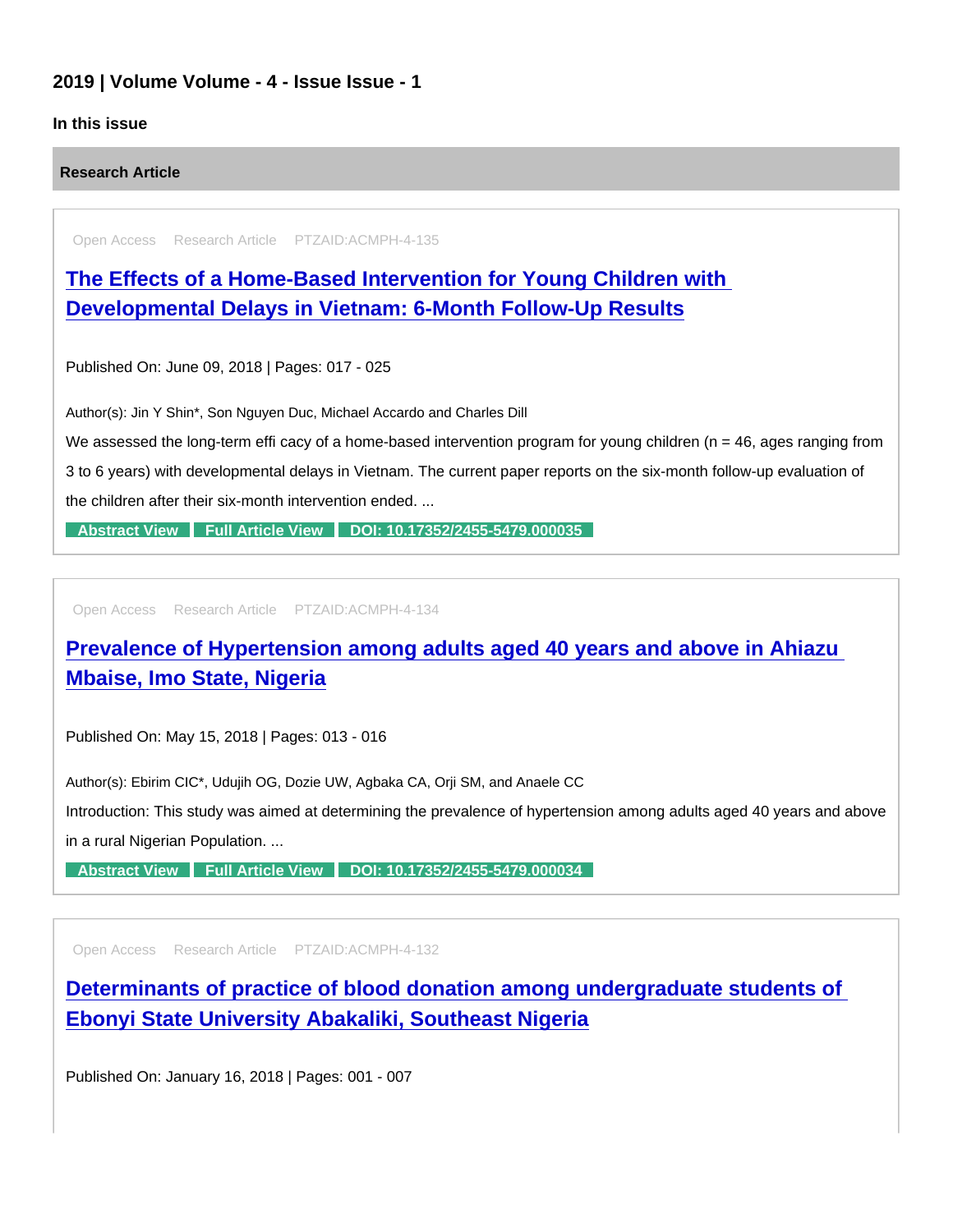## 2019 | Volume Volume - 4 - Issue Issue - 1

### In this issue

#### Research Article

Open Access Research Article PTZAID:ACMPH-4-135

### The Effects of a Home-Based Intervention for Young Children with Developmental Delays in Vietnam: 6-Month Follow-Up Results

Published On: June 09, 2018 | Pages: 017 - 025

Author(s): Jin Y Shin*, Son Nguyen Duc, Michael Accardo and Charles Dill

We assessed the long-term effi cacy of a home-based intervention program for young children (n = 46, ages ranging from 3 to 6 years) with developmental delays in Vietnam. The current paper reports on the six-month follow-up evaluation of the children after their six-month intervention ended. ...

Abstract View | Full Article View | DOI: 10.17352/2455-5479.000035

Open Access Research Article PTZAID:ACMPH-4-134

### Prevalence of Hypertension among adults aged 40 years and above in Ahiazu Mbaise, Imo State, Nigeria

Published On: May 15, 2018 | Pages: 013 - 016

Author(s): Ebirim CIC*, Udujih OG, Dozie UW, Agbaka CA, Orji SM, and Anaele CC

Introduction: This study was aimed at determining the prevalence of hypertension among adults aged 40 years and above in a rural Nigerian Population. ...

Abstract View | Full Article View | DOI: 10.17352/2455-5479.000034

Open Access Research Article PTZAID:ACMPH-4-132

### Determinants of practice of blood donation among undergraduate students of Ebonyi State University Abakaliki, Southeast Nigeria

Published On: January 16, 2018 | Pages: 001 - 007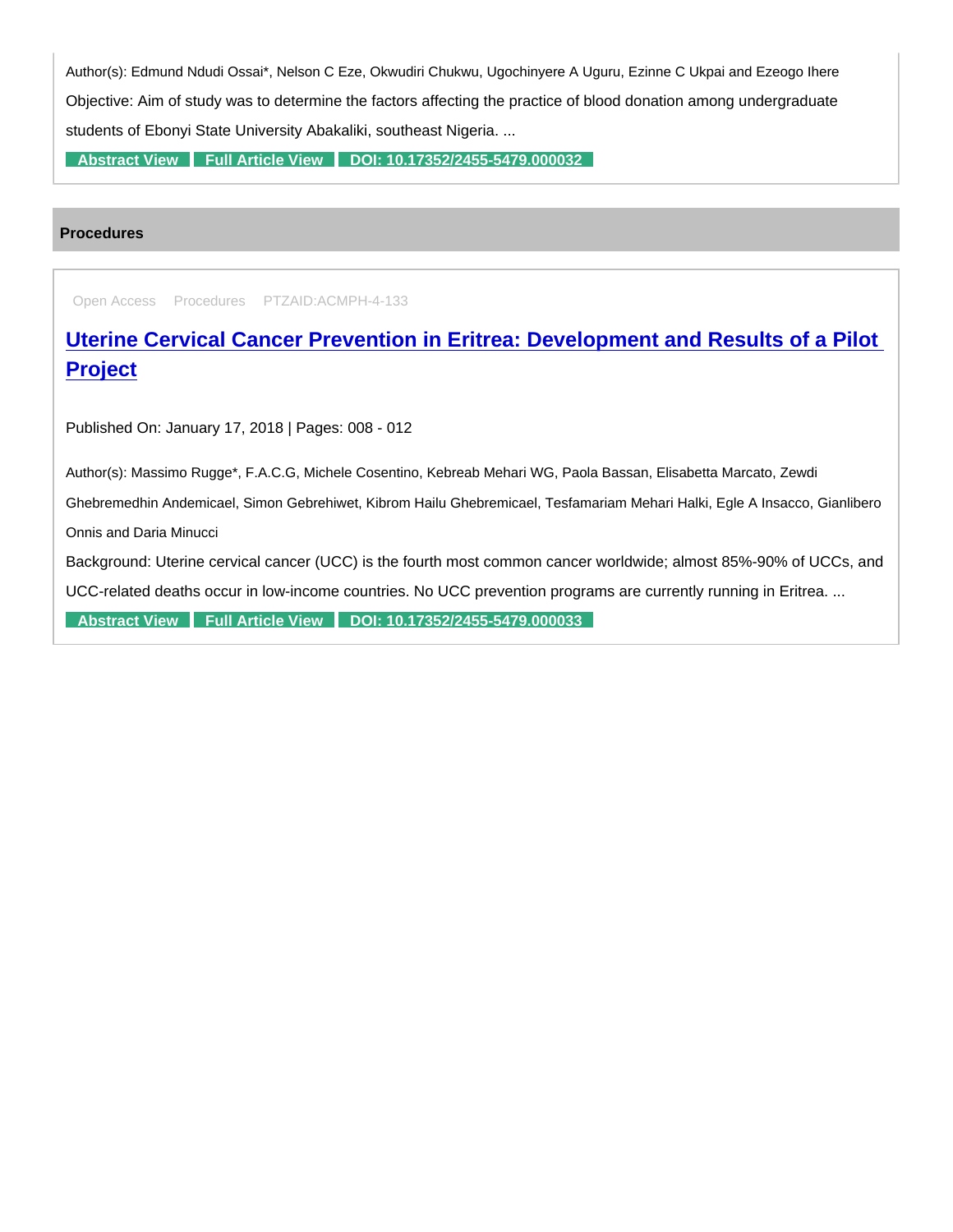Author(s): Edmund Ndudi Ossai*, Nelson C Eze, Okwudiri Chukwu, Ugochinyere A Uguru, Ezinne C Ukpai and Ezeogo Ihere

Objective: Aim of study was to determine the factors affecting the practice of blood donation among undergraduate students of Ebonyi State University Abakaliki, southeast Nigeria. ...

Abstract View | Full Article View | DOI: 10.17352/2455-5479.000032

## Procedures

Open Access Procedures PTZAID:ACMPH-4-133

### Uterine Cervical Cancer Prevention in Eritrea: Development and Results of a Pilot Project

Published On: January 17, 2018 | Pages: 008 - 012

Author(s): Massimo Rugge*, F.A.C.G, Michele Cosentino, Kebreab Mehari WG, Paola Bassan, Elisabetta Marcato, Zewdi Ghebremedhin Andemicael, Simon Gebrehiwet, Kibrom Hailu Ghebremicael, Tesfamariam Mehari Halki, Egle A Insacco, Gianlibero Onnis and Daria Minucci

Background: Uterine cervical cancer (UCC) is the fourth most common cancer worldwide; almost 85%-90% of UCCs, and UCC-related deaths occur in low-income countries. No UCC prevention programs are currently running in Eritrea. ...

Abstract View | Full Article View | DOI: 10.17352/2455-5479.000033